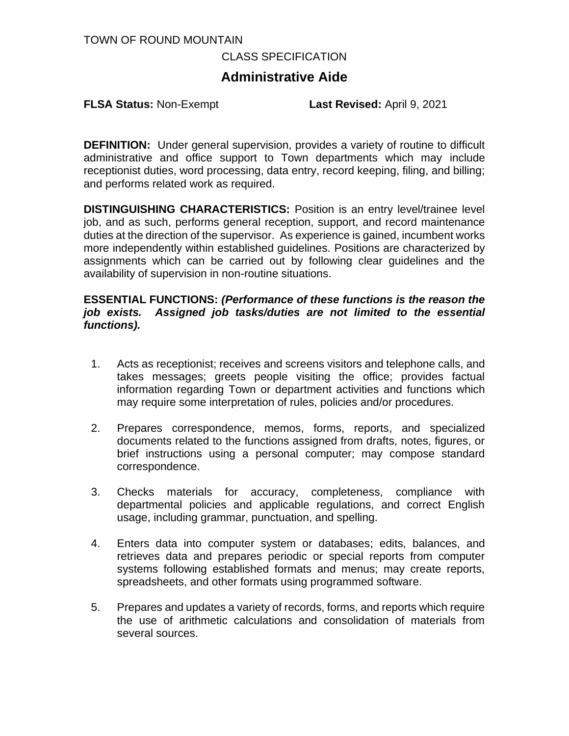TOWN OF ROUND MOUNTAIN

CLASS SPECIFICATION

# Administrative Aide

**FLSA Status:** Non-Exempt **Last Revised:** April 9, 2021

**DEFINITION:** Under general supervision, provides a variety of routine to difficult administrative and office support to Town departments which may include receptionist duties, word processing, data entry, record keeping, filing, and billing; and performs related work as required.

**DISTINGUISHING CHARACTERISTICS:** Position is an entry level/trainee level job, and as such, performs general reception, support, and record maintenance duties at the direction of the supervisor. As experience is gained, incumbent works more independently within established guidelines. Positions are characterized by assignments which can be carried out by following clear guidelines and the availability of supervision in non-routine situations.

**ESSENTIAL FUNCTIONS:** ***(Performance of these functions is the reason the job exists. Assigned job tasks/duties are not limited to the essential functions).***

1. Acts as receptionist; receives and screens visitors and telephone calls, and takes messages; greets people visiting the office; provides factual information regarding Town or department activities and functions which may require some interpretation of rules, policies and/or procedures.

2. Prepares correspondence, memos, forms, reports, and specialized documents related to the functions assigned from drafts, notes, figures, or brief instructions using a personal computer; may compose standard correspondence.

3. Checks materials for accuracy, completeness, compliance with departmental policies and applicable regulations, and correct English usage, including grammar, punctuation, and spelling.

4. Enters data into computer system or databases; edits, balances, and retrieves data and prepares periodic or special reports from computer systems following established formats and menus; may create reports, spreadsheets, and other formats using programmed software.

5. Prepares and updates a variety of records, forms, and reports which require the use of arithmetic calculations and consolidation of materials from several sources.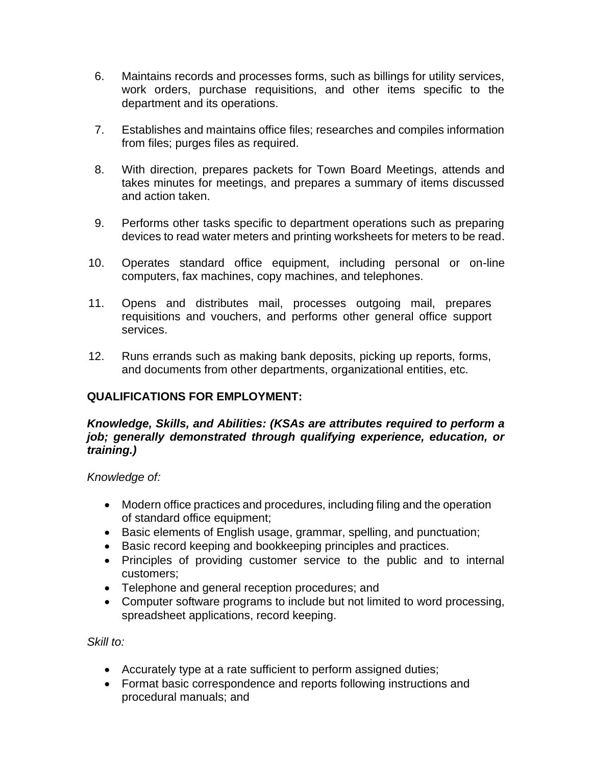6. Maintains records and processes forms, such as billings for utility services, work orders, purchase requisitions, and other items specific to the department and its operations.

7. Establishes and maintains office files; researches and compiles information from files; purges files as required.

8. With direction, prepares packets for Town Board Meetings, attends and takes minutes for meetings, and prepares a summary of items discussed and action taken.

9. Performs other tasks specific to department operations such as preparing devices to read water meters and printing worksheets for meters to be read.

10. Operates standard office equipment, including personal or on-line computers, fax machines, copy machines, and telephones.

11. Opens and distributes mail, processes outgoing mail, prepares requisitions and vouchers, and performs other general office support services.

12. Runs errands such as making bank deposits, picking up reports, forms, and documents from other departments, organizational entities, etc.

**QUALIFICATIONS FOR EMPLOYMENT:**

***Knowledge, Skills, and Abilities: (KSAs are attributes required to perform a job; generally demonstrated through qualifying experience, education, or training.)***

*Knowledge of:*

- Modern office practices and procedures, including filing and the operation of standard office equipment;
- Basic elements of English usage, grammar, spelling, and punctuation;
- Basic record keeping and bookkeeping principles and practices.
- Principles of providing customer service to the public and to internal customers;
- Telephone and general reception procedures; and
- Computer software programs to include but not limited to word processing, spreadsheet applications, record keeping.

*Skill to:*

- Accurately type at a rate sufficient to perform assigned duties;
- Format basic correspondence and reports following instructions and procedural manuals; and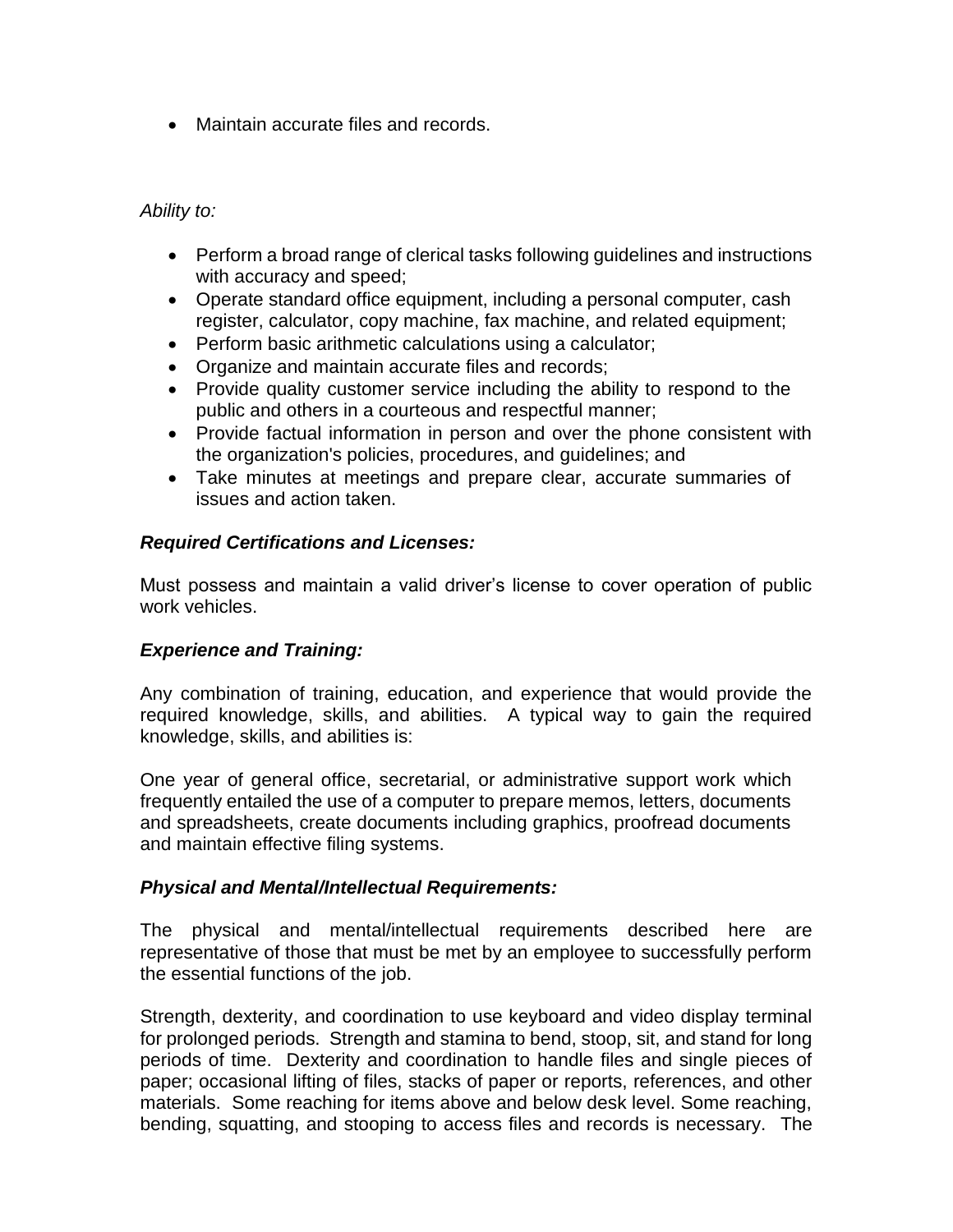- Maintain accurate files and records.

*Ability to:*

- Perform a broad range of clerical tasks following guidelines and instructions with accuracy and speed;
- Operate standard office equipment, including a personal computer, cash register, calculator, copy machine, fax machine, and related equipment;
- Perform basic arithmetic calculations using a calculator;
- Organize and maintain accurate files and records;
- Provide quality customer service including the ability to respond to the public and others in a courteous and respectful manner;
- Provide factual information in person and over the phone consistent with the organization's policies, procedures, and guidelines; and
- Take minutes at meetings and prepare clear, accurate summaries of issues and action taken.

***Required Certifications and Licenses:***

Must possess and maintain a valid driver's license to cover operation of public work vehicles.

***Experience and Training:***

Any combination of training, education, and experience that would provide the required knowledge, skills, and abilities. A typical way to gain the required knowledge, skills, and abilities is:

One year of general office, secretarial, or administrative support work which frequently entailed the use of a computer to prepare memos, letters, documents and spreadsheets, create documents including graphics, proofread documents and maintain effective filing systems.

***Physical and Mental/Intellectual Requirements:***

The physical and mental/intellectual requirements described here are representative of those that must be met by an employee to successfully perform the essential functions of the job.

Strength, dexterity, and coordination to use keyboard and video display terminal for prolonged periods. Strength and stamina to bend, stoop, sit, and stand for long periods of time. Dexterity and coordination to handle files and single pieces of paper; occasional lifting of files, stacks of paper or reports, references, and other materials. Some reaching for items above and below desk level. Some reaching, bending, squatting, and stooping to access files and records is necessary. The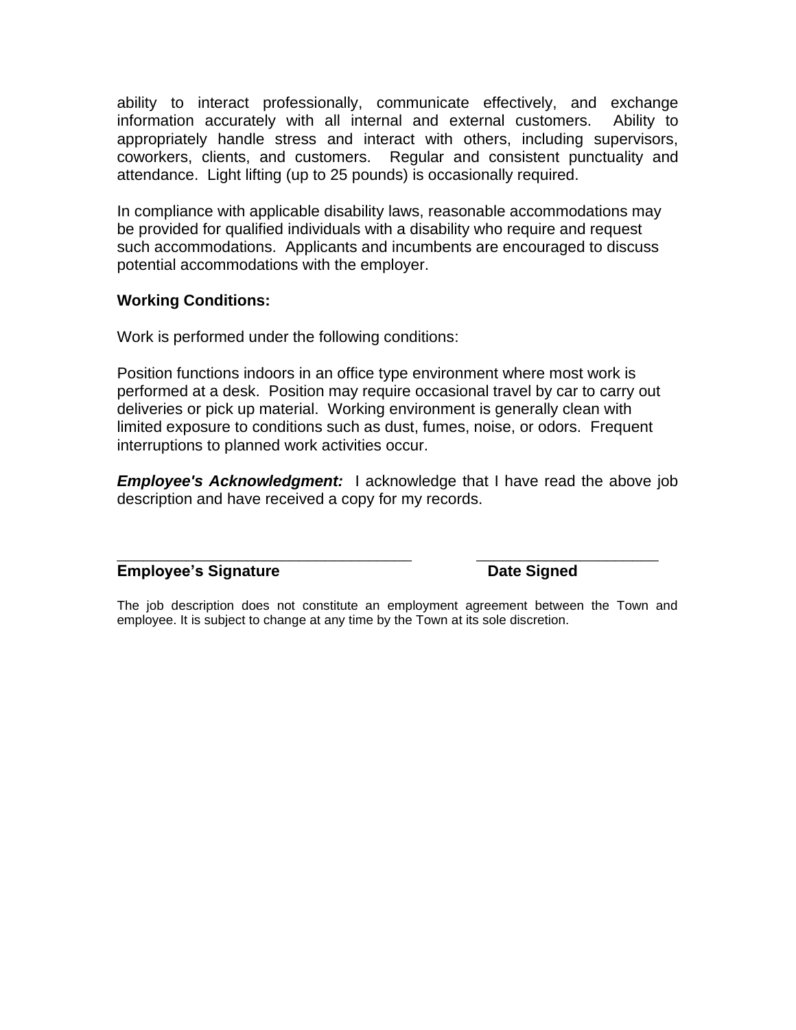ability to interact professionally, communicate effectively, and exchange information accurately with all internal and external customers. Ability to appropriately handle stress and interact with others, including supervisors, coworkers, clients, and customers. Regular and consistent punctuality and attendance. Light lifting (up to 25 pounds) is occasionally required.

In compliance with applicable disability laws, reasonable accommodations may be provided for qualified individuals with a disability who require and request such accommodations. Applicants and incumbents are encouraged to discuss potential accommodations with the employer.

**Working Conditions:**

Work is performed under the following conditions:

Position functions indoors in an office type environment where most work is performed at a desk. Position may require occasional travel by car to carry out deliveries or pick up material. Working environment is generally clean with limited exposure to conditions such as dust, fumes, noise, or odors. Frequent interruptions to planned work activities occur.

***Employee's Acknowledgment:*** I acknowledge that I have read the above job description and have received a copy for my records.

\_\_\_\_\_\_\_\_\_\_\_\_\_\_\_\_\_\_\_\_\_\_\_\_\_\_\_\_\_\_\_\_\_\_\_\_ \_\_\_\_\_\_\_\_\_\_\_\_\_\_\_\_\_\_\_\_\_\_
**Employee's Signature** **Date Signed**

The job description does not constitute an employment agreement between the Town and employee. It is subject to change at any time by the Town at its sole discretion.